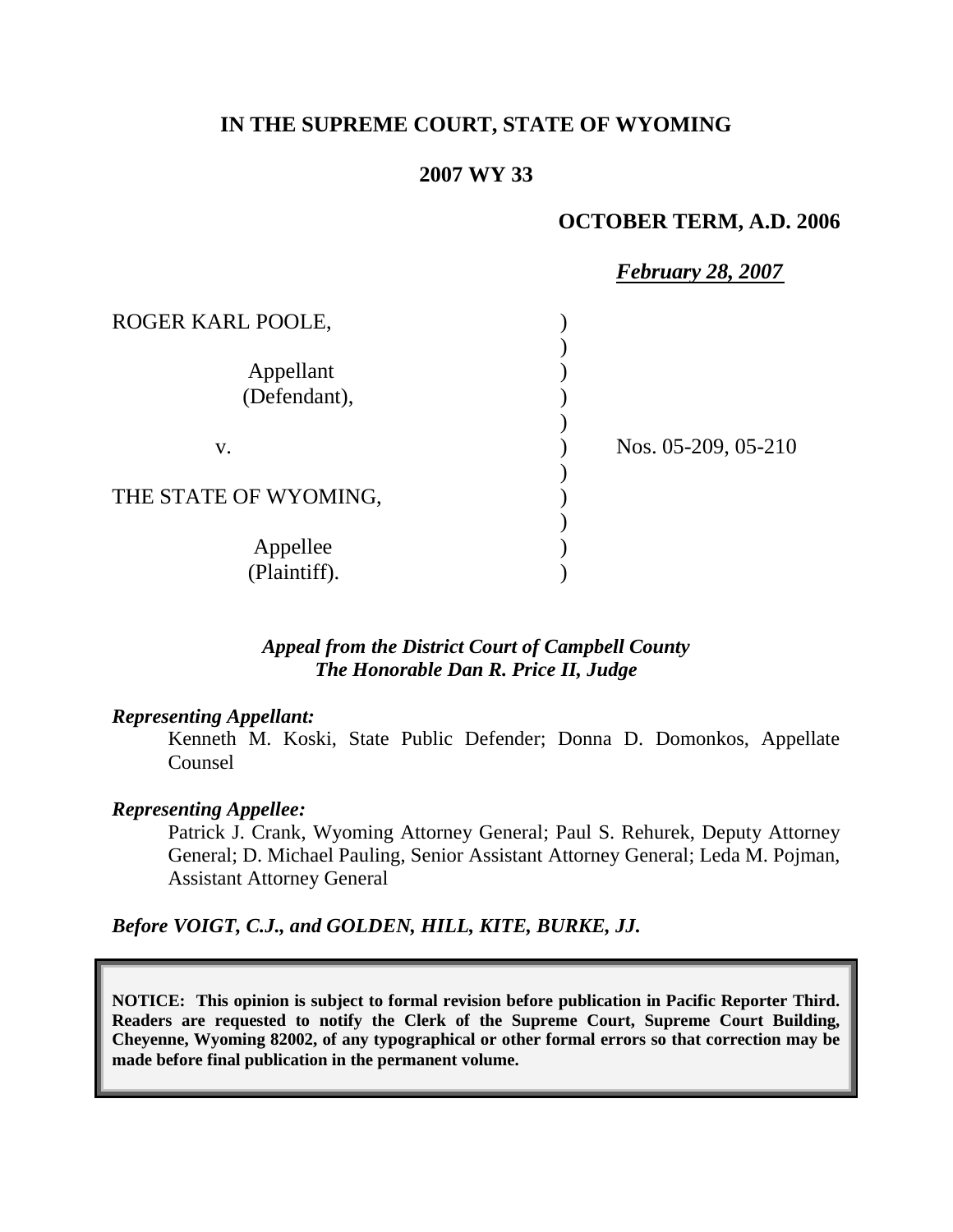**IN THE SUPREME COURT, STATE OF WYOMING**

**2007 WY 33**

**OCTOBER TERM, A.D. 2006**

***February 28, 2007***

ROGER KARL POOLE,

Appellant
(Defendant),

v.

THE STATE OF WYOMING,

Appellee
(Plaintiff).

Nos. 05-209, 05-210

***Appeal from the District Court of Campbell County***
***The Honorable Dan R. Price II, Judge***

***Representing Appellant:***

Kenneth M. Koski, State Public Defender; Donna D. Domonkos, Appellate Counsel

***Representing Appellee:***

Patrick J. Crank, Wyoming Attorney General; Paul S. Rehurek, Deputy Attorney General; D. Michael Pauling, Senior Assistant Attorney General; Leda M. Pojman, Assistant Attorney General

***Before VOIGT, C.J., and GOLDEN, HILL, KITE, BURKE, JJ.***

**NOTICE: This opinion is subject to formal revision before publication in Pacific Reporter Third. Readers are requested to notify the Clerk of the Supreme Court, Supreme Court Building, Cheyenne, Wyoming 82002, of any typographical or other formal errors so that correction may be made before final publication in the permanent volume.**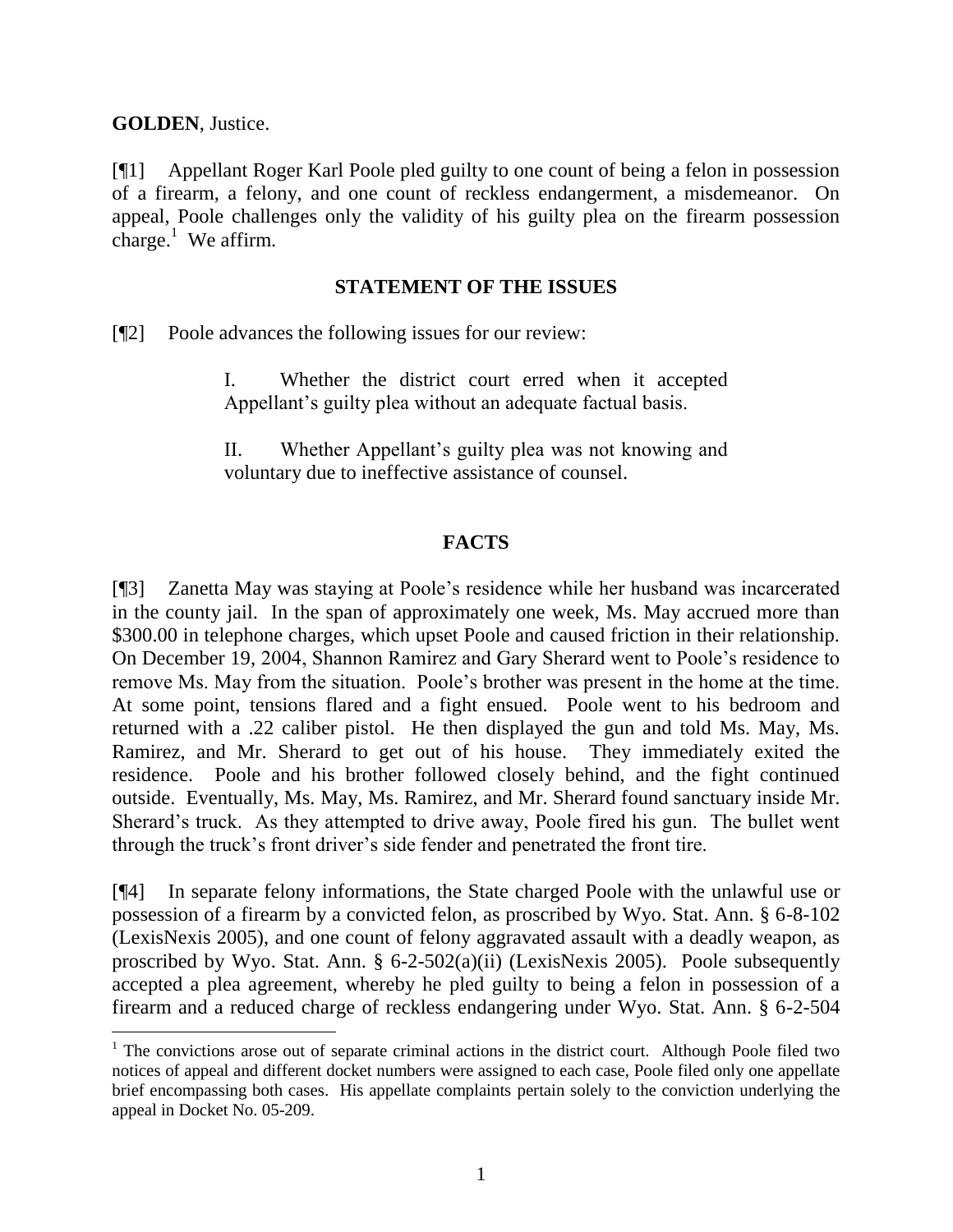**GOLDEN**, Justice.

[¶1] Appellant Roger Karl Poole pled guilty to one count of being a felon in possession of a firearm, a felony, and one count of reckless endangerment, a misdemeanor. On appeal, Poole challenges only the validity of his guilty plea on the firearm possession charge.[1] We affirm.

## STATEMENT OF THE ISSUES

[¶2] Poole advances the following issues for our review:

> I. Whether the district court erred when it accepted Appellant's guilty plea without an adequate factual basis.
>
> II. Whether Appellant's guilty plea was not knowing and voluntary due to ineffective assistance of counsel.

## FACTS

[¶3] Zanetta May was staying at Poole's residence while her husband was incarcerated in the county jail. In the span of approximately one week, Ms. May accrued more than $300.00 in telephone charges, which upset Poole and caused friction in their relationship. On December 19, 2004, Shannon Ramirez and Gary Sherard went to Poole's residence to remove Ms. May from the situation. Poole's brother was present in the home at the time. At some point, tensions flared and a fight ensued. Poole went to his bedroom and returned with a .22 caliber pistol. He then displayed the gun and told Ms. May, Ms. Ramirez, and Mr. Sherard to get out of his house. They immediately exited the residence. Poole and his brother followed closely behind, and the fight continued outside. Eventually, Ms. May, Ms. Ramirez, and Mr. Sherard found sanctuary inside Mr. Sherard's truck. As they attempted to drive away, Poole fired his gun. The bullet went through the truck's front driver's side fender and penetrated the front tire.

[¶4] In separate felony informations, the State charged Poole with the unlawful use or possession of a firearm by a convicted felon, as proscribed by Wyo. Stat. Ann. § 6-8-102 (LexisNexis 2005), and one count of felony aggravated assault with a deadly weapon, as proscribed by Wyo. Stat. Ann. § 6-2-502(a)(ii) (LexisNexis 2005). Poole subsequently accepted a plea agreement, whereby he pled guilty to being a felon in possession of a firearm and a reduced charge of reckless endangering under Wyo. Stat. Ann. § 6-2-504

---

[1] The convictions arose out of separate criminal actions in the district court. Although Poole filed two notices of appeal and different docket numbers were assigned to each case, Poole filed only one appellate brief encompassing both cases. His appellate complaints pertain solely to the conviction underlying the appeal in Docket No. 05-209.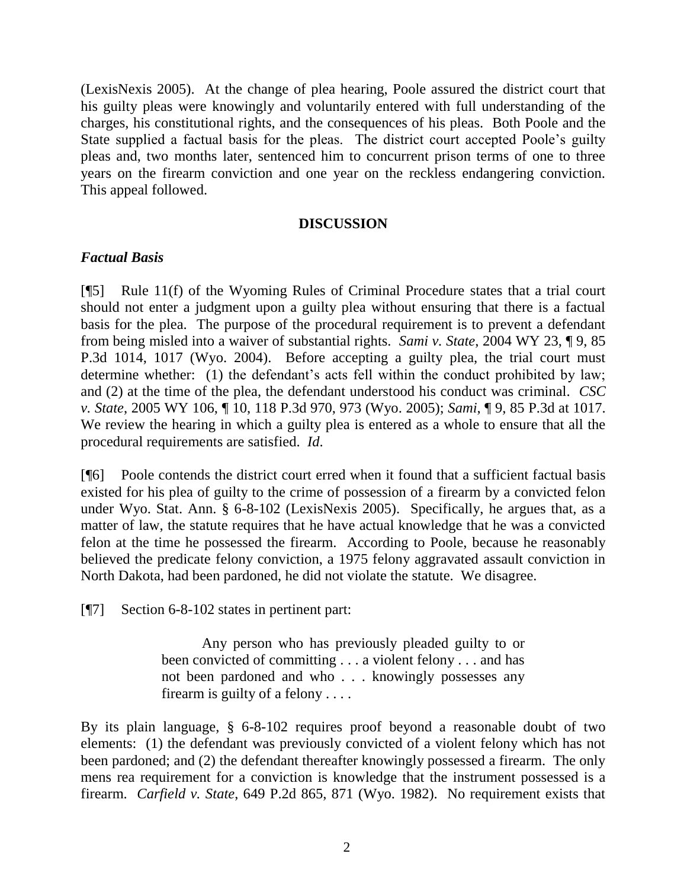(LexisNexis 2005). At the change of plea hearing, Poole assured the district court that his guilty pleas were knowingly and voluntarily entered with full understanding of the charges, his constitutional rights, and the consequences of his pleas. Both Poole and the State supplied a factual basis for the pleas. The district court accepted Poole's guilty pleas and, two months later, sentenced him to concurrent prison terms of one to three years on the firearm conviction and one year on the reckless endangering conviction. This appeal followed.

## DISCUSSION

### *Factual Basis*

[¶5] Rule 11(f) of the Wyoming Rules of Criminal Procedure states that a trial court should not enter a judgment upon a guilty plea without ensuring that there is a factual basis for the plea. The purpose of the procedural requirement is to prevent a defendant from being misled into a waiver of substantial rights. *Sami v. State*, 2004 WY 23, ¶ 9, 85 P.3d 1014, 1017 (Wyo. 2004). Before accepting a guilty plea, the trial court must determine whether: (1) the defendant's acts fell within the conduct prohibited by law; and (2) at the time of the plea, the defendant understood his conduct was criminal. *CSC v. State*, 2005 WY 106, ¶ 10, 118 P.3d 970, 973 (Wyo. 2005); *Sami*, ¶ 9, 85 P.3d at 1017. We review the hearing in which a guilty plea is entered as a whole to ensure that all the procedural requirements are satisfied. *Id*.

[¶6] Poole contends the district court erred when it found that a sufficient factual basis existed for his plea of guilty to the crime of possession of a firearm by a convicted felon under Wyo. Stat. Ann. § 6-8-102 (LexisNexis 2005). Specifically, he argues that, as a matter of law, the statute requires that he have actual knowledge that he was a convicted felon at the time he possessed the firearm. According to Poole, because he reasonably believed the predicate felony conviction, a 1975 felony aggravated assault conviction in North Dakota, had been pardoned, he did not violate the statute. We disagree.

[¶7] Section 6-8-102 states in pertinent part:

> Any person who has previously pleaded guilty to or been convicted of committing . . . a violent felony . . . and has not been pardoned and who . . . knowingly possesses any firearm is guilty of a felony . . . .

By its plain language, § 6-8-102 requires proof beyond a reasonable doubt of two elements: (1) the defendant was previously convicted of a violent felony which has not been pardoned; and (2) the defendant thereafter knowingly possessed a firearm. The only mens rea requirement for a conviction is knowledge that the instrument possessed is a firearm. *Carfield v. State*, 649 P.2d 865, 871 (Wyo. 1982). No requirement exists that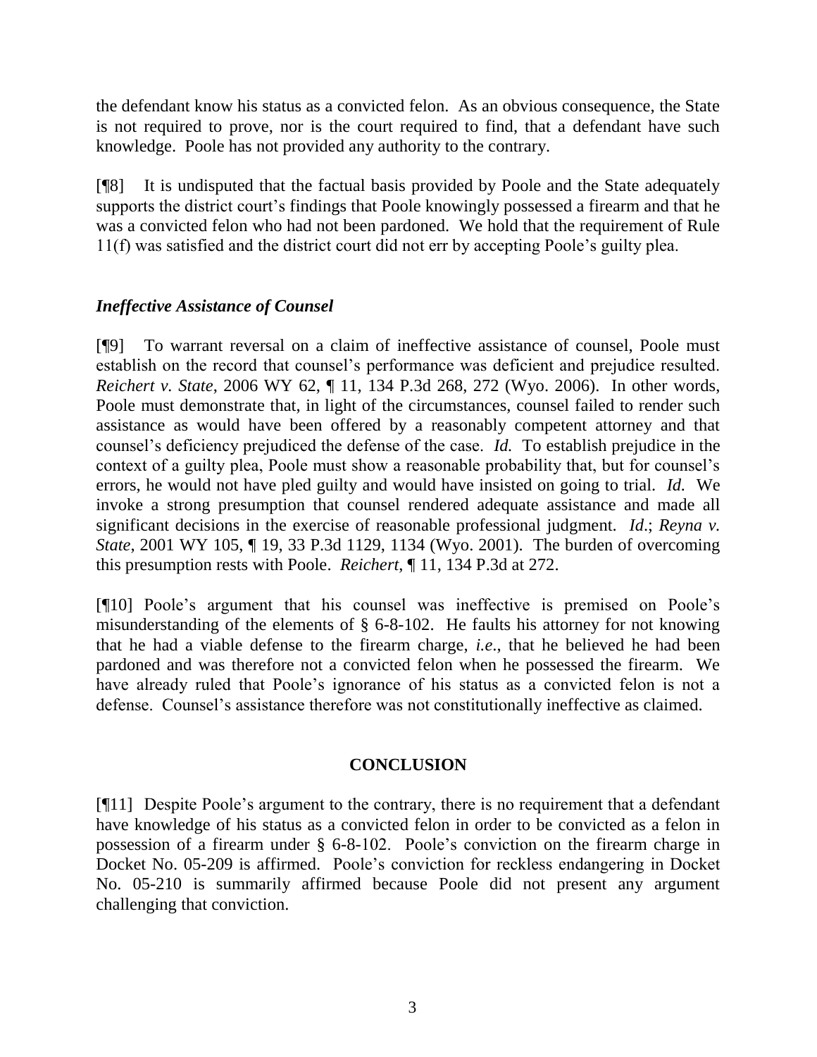the defendant know his status as a convicted felon. As an obvious consequence, the State is not required to prove, nor is the court required to find, that a defendant have such knowledge. Poole has not provided any authority to the contrary.

[¶8] It is undisputed that the factual basis provided by Poole and the State adequately supports the district court's findings that Poole knowingly possessed a firearm and that he was a convicted felon who had not been pardoned. We hold that the requirement of Rule 11(f) was satisfied and the district court did not err by accepting Poole's guilty plea.

### *Ineffective Assistance of Counsel*

[¶9] To warrant reversal on a claim of ineffective assistance of counsel, Poole must establish on the record that counsel's performance was deficient and prejudice resulted. *Reichert v. State*, 2006 WY 62, ¶ 11, 134 P.3d 268, 272 (Wyo. 2006). In other words, Poole must demonstrate that, in light of the circumstances, counsel failed to render such assistance as would have been offered by a reasonably competent attorney and that counsel's deficiency prejudiced the defense of the case. *Id.* To establish prejudice in the context of a guilty plea, Poole must show a reasonable probability that, but for counsel's errors, he would not have pled guilty and would have insisted on going to trial. *Id.* We invoke a strong presumption that counsel rendered adequate assistance and made all significant decisions in the exercise of reasonable professional judgment. *Id*.; *Reyna v. State*, 2001 WY 105, ¶ 19, 33 P.3d 1129, 1134 (Wyo. 2001). The burden of overcoming this presumption rests with Poole. *Reichert*, ¶ 11, 134 P.3d at 272.

[¶10] Poole's argument that his counsel was ineffective is premised on Poole's misunderstanding of the elements of § 6-8-102. He faults his attorney for not knowing that he had a viable defense to the firearm charge, *i.e.*, that he believed he had been pardoned and was therefore not a convicted felon when he possessed the firearm. We have already ruled that Poole's ignorance of his status as a convicted felon is not a defense. Counsel's assistance therefore was not constitutionally ineffective as claimed.

## CONCLUSION

[¶11] Despite Poole's argument to the contrary, there is no requirement that a defendant have knowledge of his status as a convicted felon in order to be convicted as a felon in possession of a firearm under § 6-8-102. Poole's conviction on the firearm charge in Docket No. 05-209 is affirmed. Poole's conviction for reckless endangering in Docket No. 05-210 is summarily affirmed because Poole did not present any argument challenging that conviction.